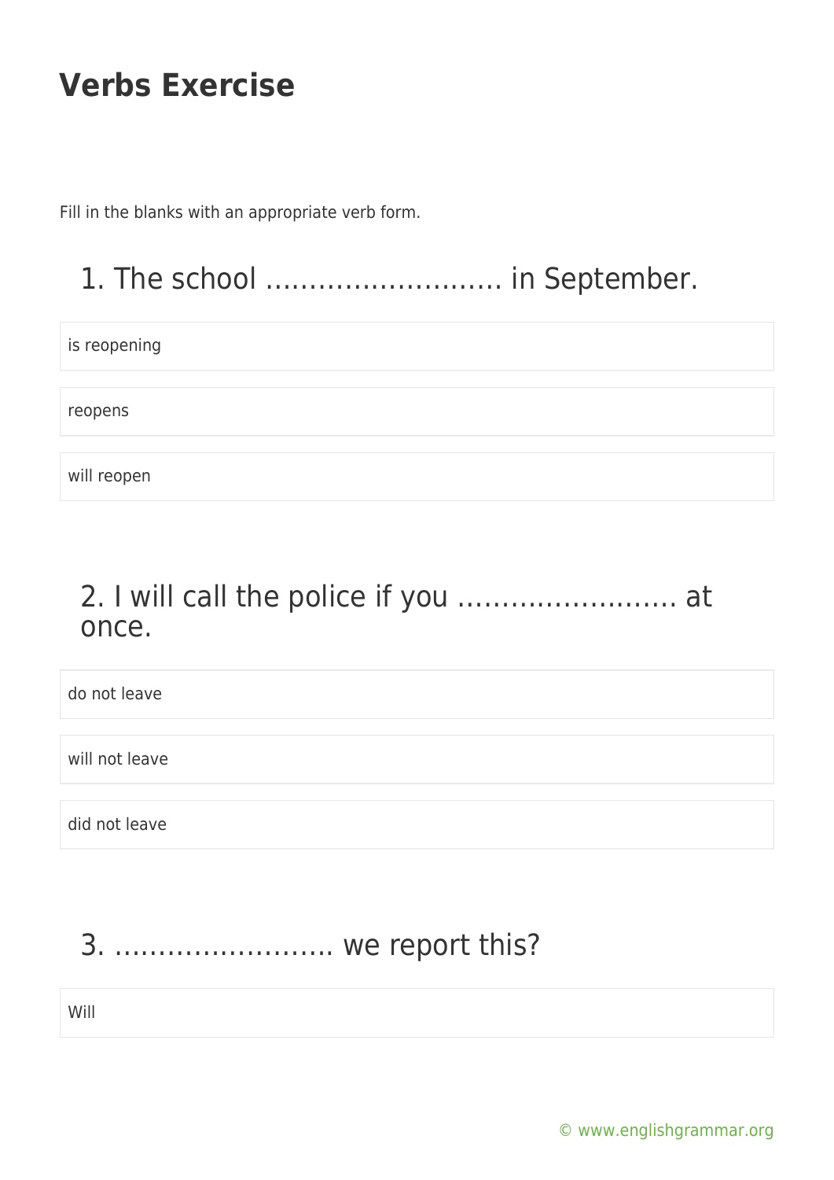# Verbs Exercise

Fill in the blanks with an appropriate verb form.

## 1. The school ……………………… in September.

is reopening

reopens

will reopen

## 2. I will call the police if you ……………………. at once.

do not leave

will not leave

did not leave

## 3. ……………………. we report this?

Will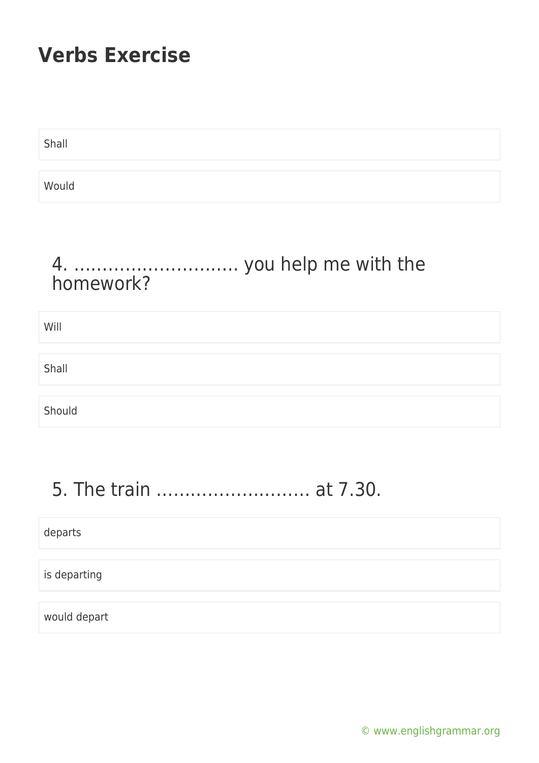# Verbs Exercise

Shall

Would

## 4. ……………………….. you help me with the homework?

Will

Shall

Should

## 5. The train ……………………… at 7.30.

departs

is departing

would depart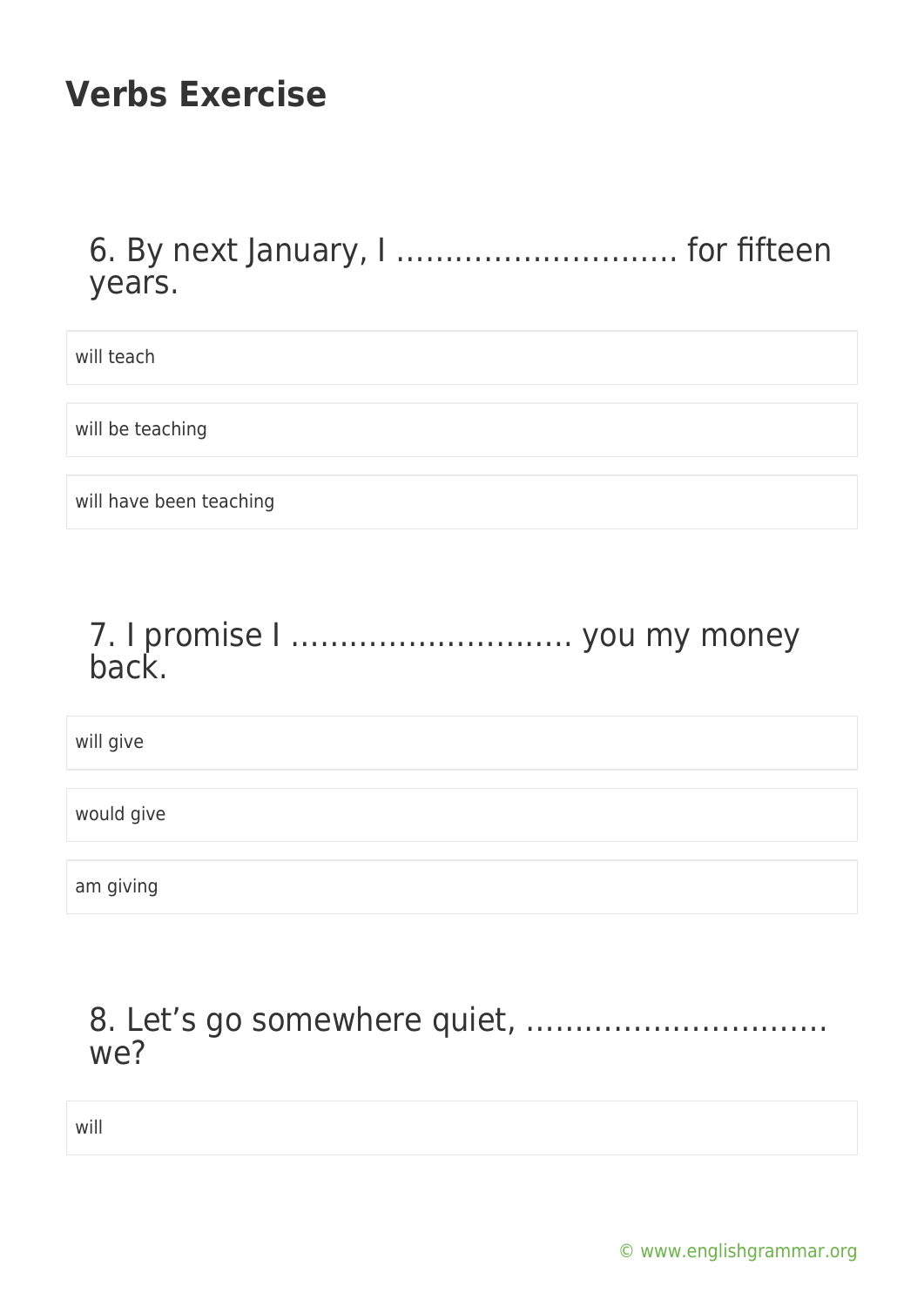# Verbs Exercise

## 6. By next January, I ……………………….. for fifteen years.

will teach

will be teaching

will have been teaching

## 7. I promise I ……………………….. you my money back.

will give

would give

am giving

## 8. Let's go somewhere quiet, ………………………… we?

will

© www.englishgrammar.org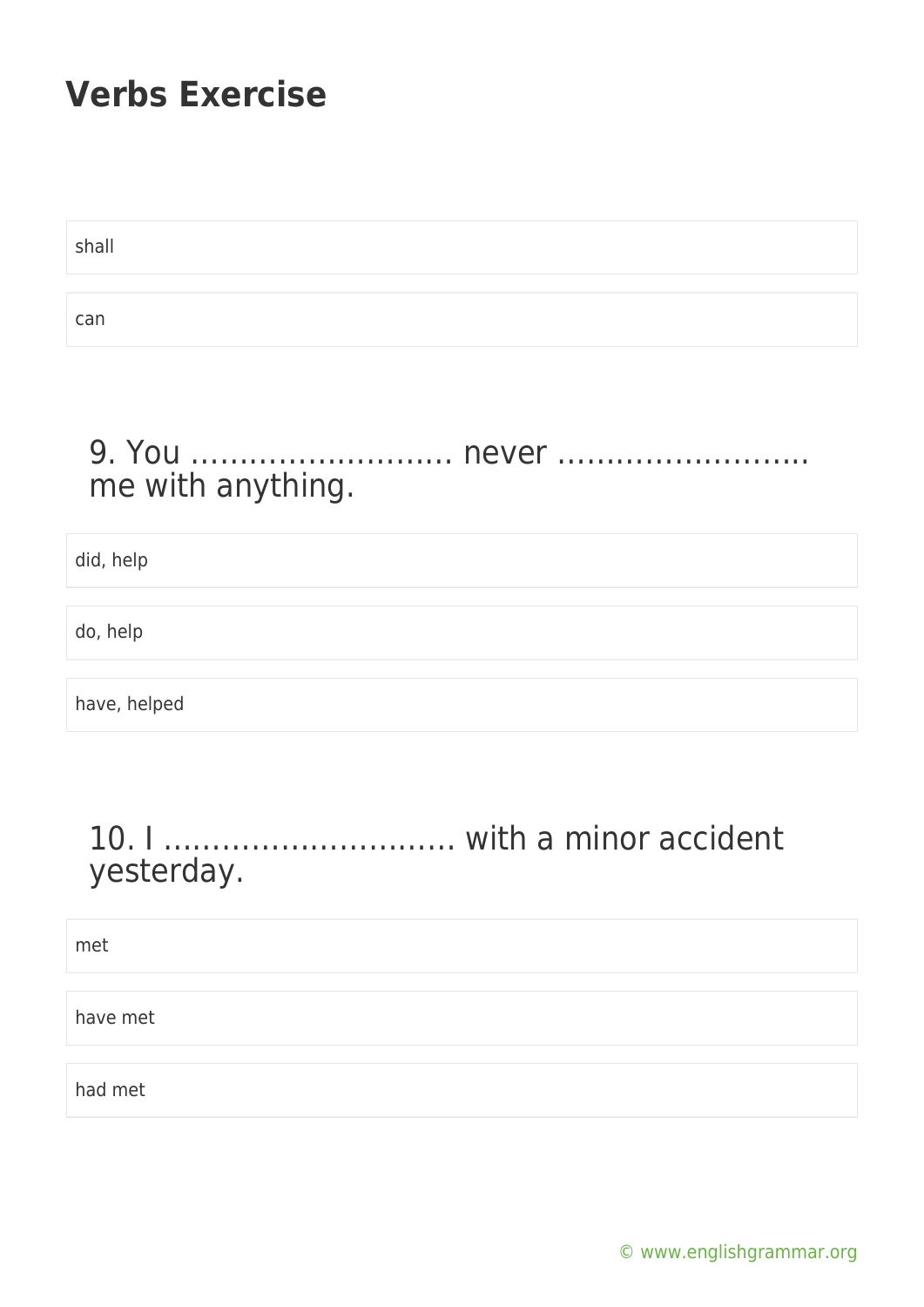# Verbs Exercise

shall

can

## 9. You ……………………… never …………………….. me with anything.

did, help

do, help

have, helped

## 10. I ……………………….. with a minor accident yesterday.

met

have met

had met

© www.englishgrammar.org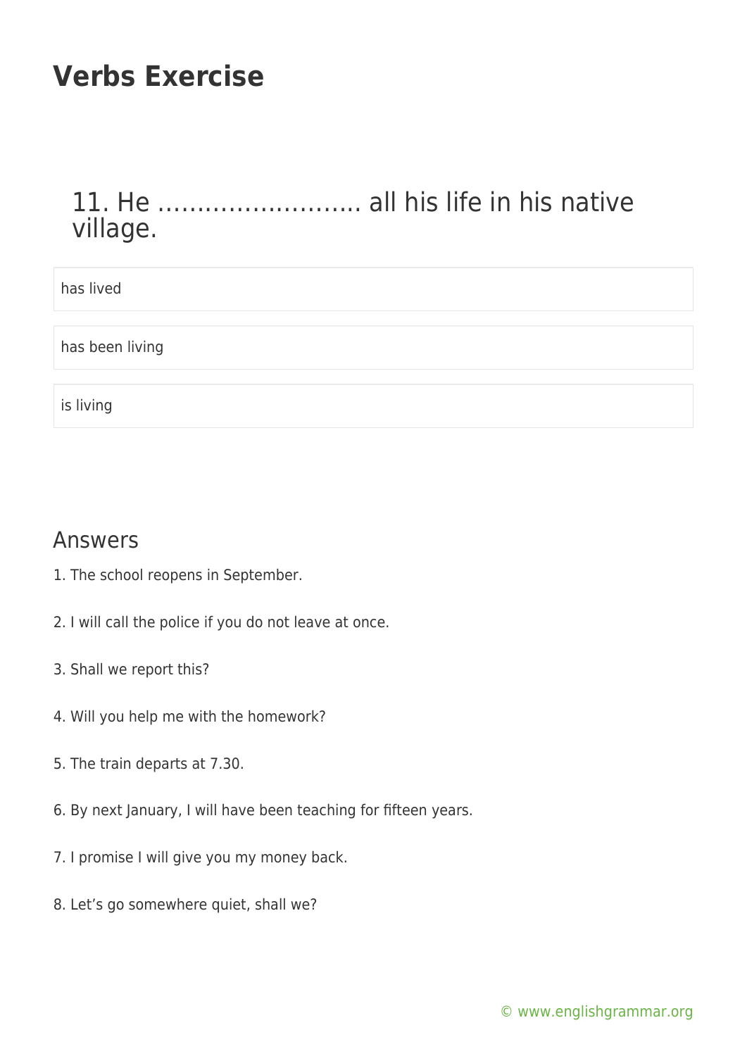# Verbs Exercise

## 11. He …………………….. all his life in his native village.

- has lived
- has been living
- is living

## Answers

1. The school reopens in September.

2. I will call the police if you do not leave at once.

3. Shall we report this?

4. Will you help me with the homework?

5. The train departs at 7.30.

6. By next January, I will have been teaching for fifteen years.

7. I promise I will give you my money back.

8. Let’s go somewhere quiet, shall we?

© www.englishgrammar.org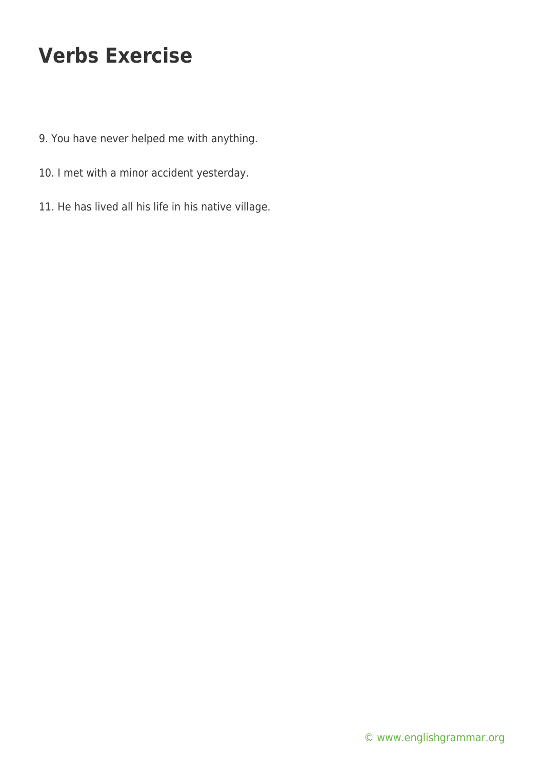# Verbs Exercise

9. You have never helped me with anything.

10. I met with a minor accident yesterday.

11. He has lived all his life in his native village.